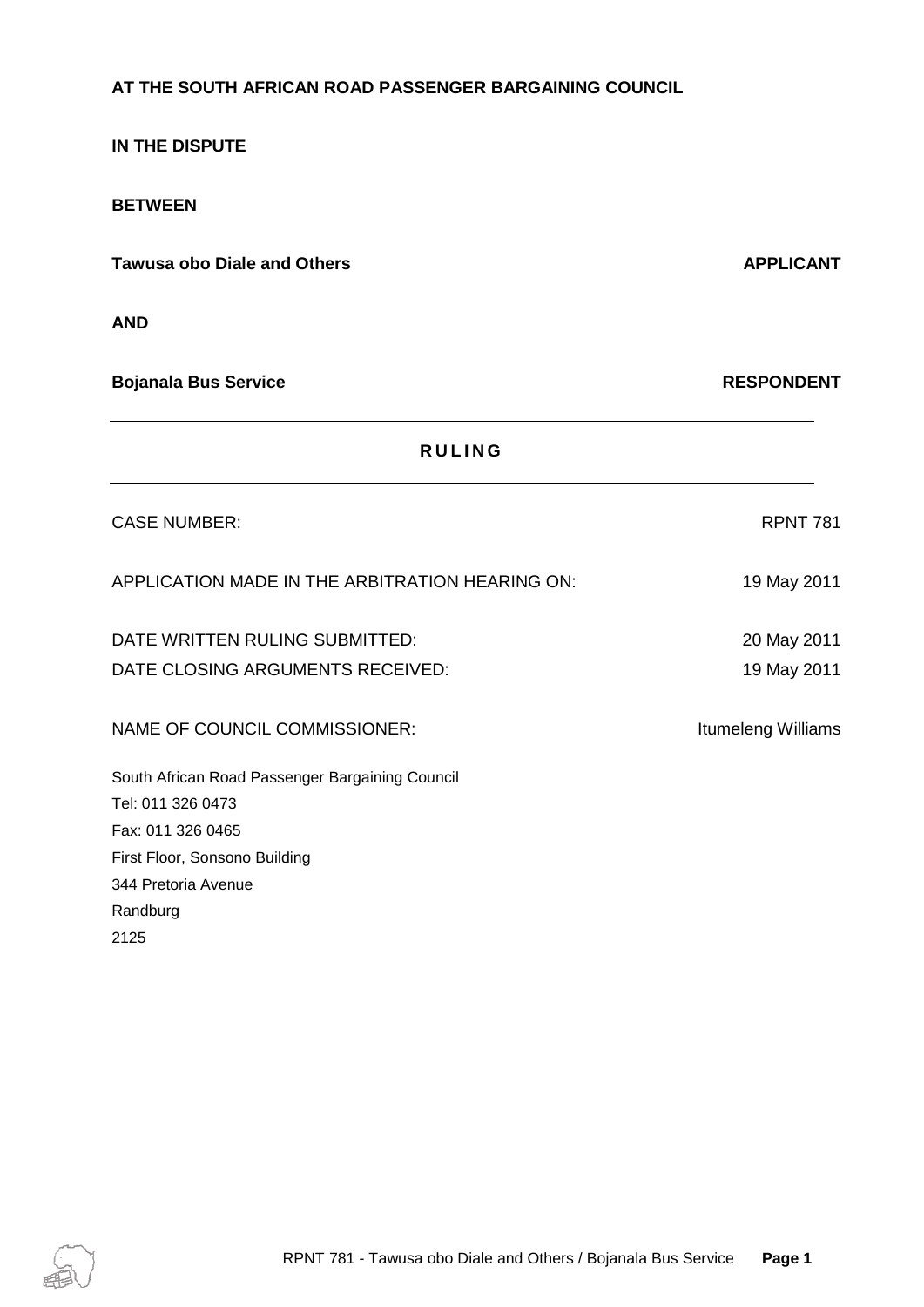**AT THE SOUTH AFRICAN ROAD PASSENGER BARGAINING COUNCIL**

**IN THE DISPUTE**

**BETWEEN**

**Tawusa obo Diale and Others** **APPLICANT**

**AND**

**Bojanala Bus Service** **RESPONDENT**

---

## R U L I N G

---

| | |
|---|---|
| CASE NUMBER: | RPNT 781 |
| APPLICATION MADE IN THE ARBITRATION HEARING ON: | 19 May 2011 |
| DATE WRITTEN RULING SUBMITTED: | 20 May 2011 |
| DATE CLOSING ARGUMENTS RECEIVED: | 19 May 2011 |
| NAME OF COUNCIL COMMISSIONER: | Itumeleng Williams |

South African Road Passenger Bargaining Council
Tel: 011 326 0473
Fax: 011 326 0465
First Floor, Sonsono Building
344 Pretoria Avenue
Randburg
2125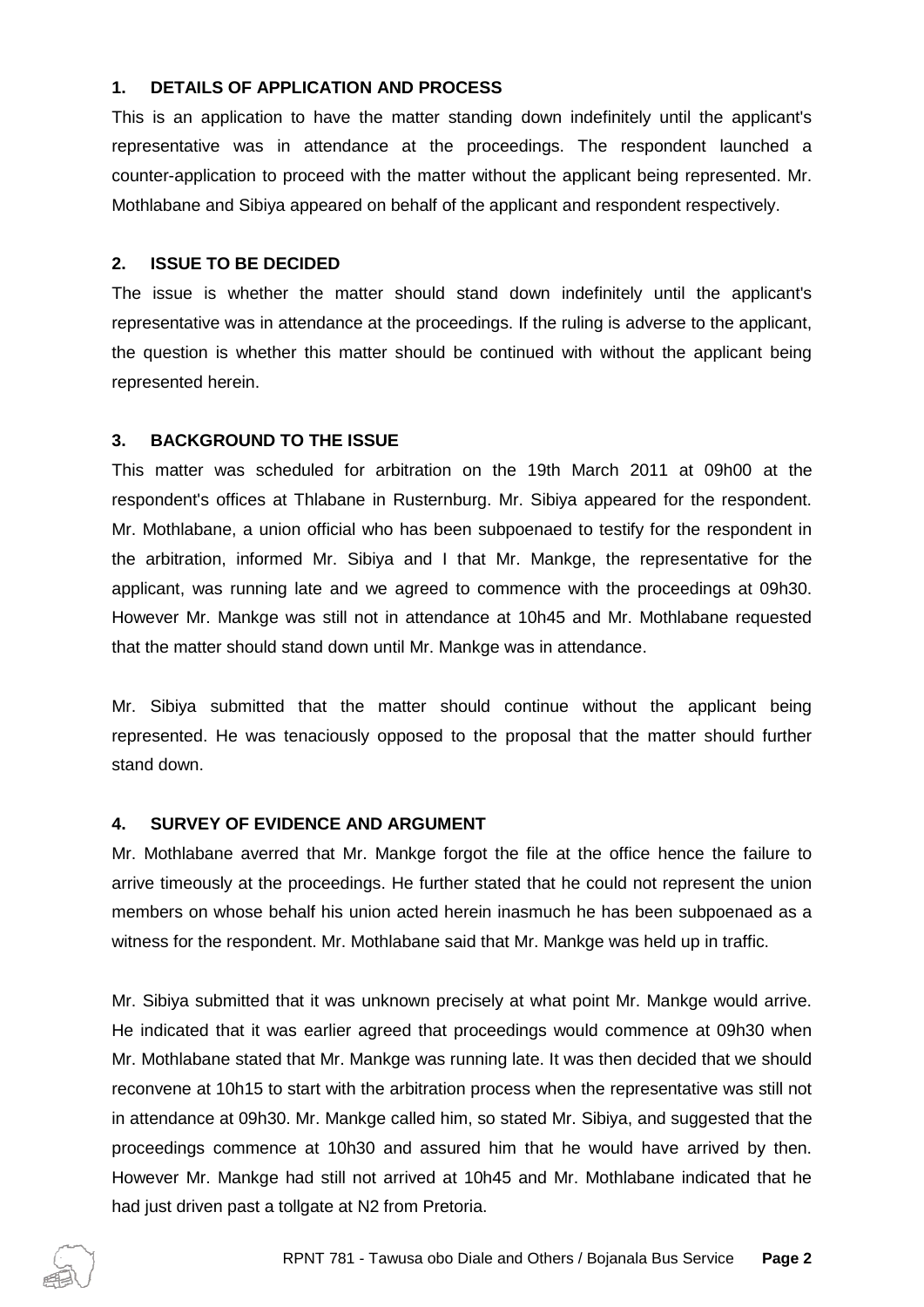## 1. DETAILS OF APPLICATION AND PROCESS

This is an application to have the matter standing down indefinitely until the applicant's representative was in attendance at the proceedings. The respondent launched a counter-application to proceed with the matter without the applicant being represented. Mr. Mothlabane and Sibiya appeared on behalf of the applicant and respondent respectively.

## 2. ISSUE TO BE DECIDED

The issue is whether the matter should stand down indefinitely until the applicant's representative was in attendance at the proceedings. If the ruling is adverse to the applicant, the question is whether this matter should be continued with without the applicant being represented herein.

## 3. BACKGROUND TO THE ISSUE

This matter was scheduled for arbitration on the 19th March 2011 at 09h00 at the respondent's offices at Thlabane in Rusternburg. Mr. Sibiya appeared for the respondent. Mr. Mothlabane, a union official who has been subpoenaed to testify for the respondent in the arbitration, informed Mr. Sibiya and I that Mr. Mankge, the representative for the applicant, was running late and we agreed to commence with the proceedings at 09h30. However Mr. Mankge was still not in attendance at 10h45 and Mr. Mothlabane requested that the matter should stand down until Mr. Mankge was in attendance.

Mr. Sibiya submitted that the matter should continue without the applicant being represented. He was tenaciously opposed to the proposal that the matter should further stand down.

## 4. SURVEY OF EVIDENCE AND ARGUMENT

Mr. Mothlabane averred that Mr. Mankge forgot the file at the office hence the failure to arrive timeously at the proceedings. He further stated that he could not represent the union members on whose behalf his union acted herein inasmuch he has been subpoenaed as a witness for the respondent. Mr. Mothlabane said that Mr. Mankge was held up in traffic.

Mr. Sibiya submitted that it was unknown precisely at what point Mr. Mankge would arrive. He indicated that it was earlier agreed that proceedings would commence at 09h30 when Mr. Mothlabane stated that Mr. Mankge was running late. It was then decided that we should reconvene at 10h15 to start with the arbitration process when the representative was still not in attendance at 09h30. Mr. Mankge called him, so stated Mr. Sibiya, and suggested that the proceedings commence at 10h30 and assured him that he would have arrived by then. However Mr. Mankge had still not arrived at 10h45 and Mr. Mothlabane indicated that he had just driven past a tollgate at N2 from Pretoria.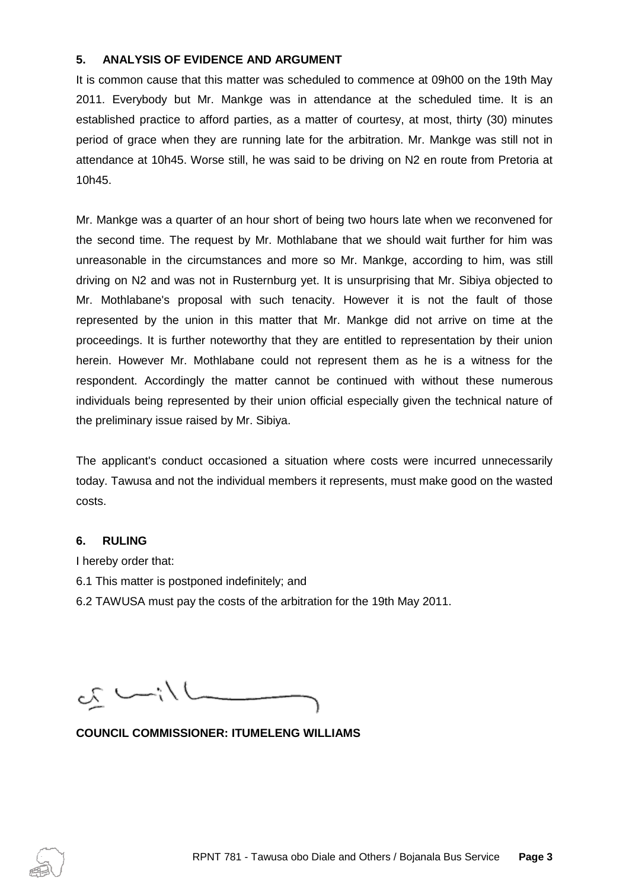## 5. ANALYSIS OF EVIDENCE AND ARGUMENT

It is common cause that this matter was scheduled to commence at 09h00 on the 19th May 2011. Everybody but Mr. Mankge was in attendance at the scheduled time. It is an established practice to afford parties, as a matter of courtesy, at most, thirty (30) minutes period of grace when they are running late for the arbitration. Mr. Mankge was still not in attendance at 10h45. Worse still, he was said to be driving on N2 en route from Pretoria at 10h45.

Mr. Mankge was a quarter of an hour short of being two hours late when we reconvened for the second time. The request by Mr. Mothlabane that we should wait further for him was unreasonable in the circumstances and more so Mr. Mankge, according to him, was still driving on N2 and was not in Rusternburg yet. It is unsurprising that Mr. Sibiya objected to Mr. Mothlabane's proposal with such tenacity. However it is not the fault of those represented by the union in this matter that Mr. Mankge did not arrive on time at the proceedings. It is further noteworthy that they are entitled to representation by their union herein. However Mr. Mothlabane could not represent them as he is a witness for the respondent. Accordingly the matter cannot be continued with without these numerous individuals being represented by their union official especially given the technical nature of the preliminary issue raised by Mr. Sibiya.

The applicant's conduct occasioned a situation where costs were incurred unnecessarily today. Tawusa and not the individual members it represents, must make good on the wasted costs.

## 6. RULING

I hereby order that:

6.1 This matter is postponed indefinitely; and

6.2 TAWUSA must pay the costs of the arbitration for the 19th May 2011.

**COUNCIL COMMISSIONER: ITUMELENG WILLIAMS**